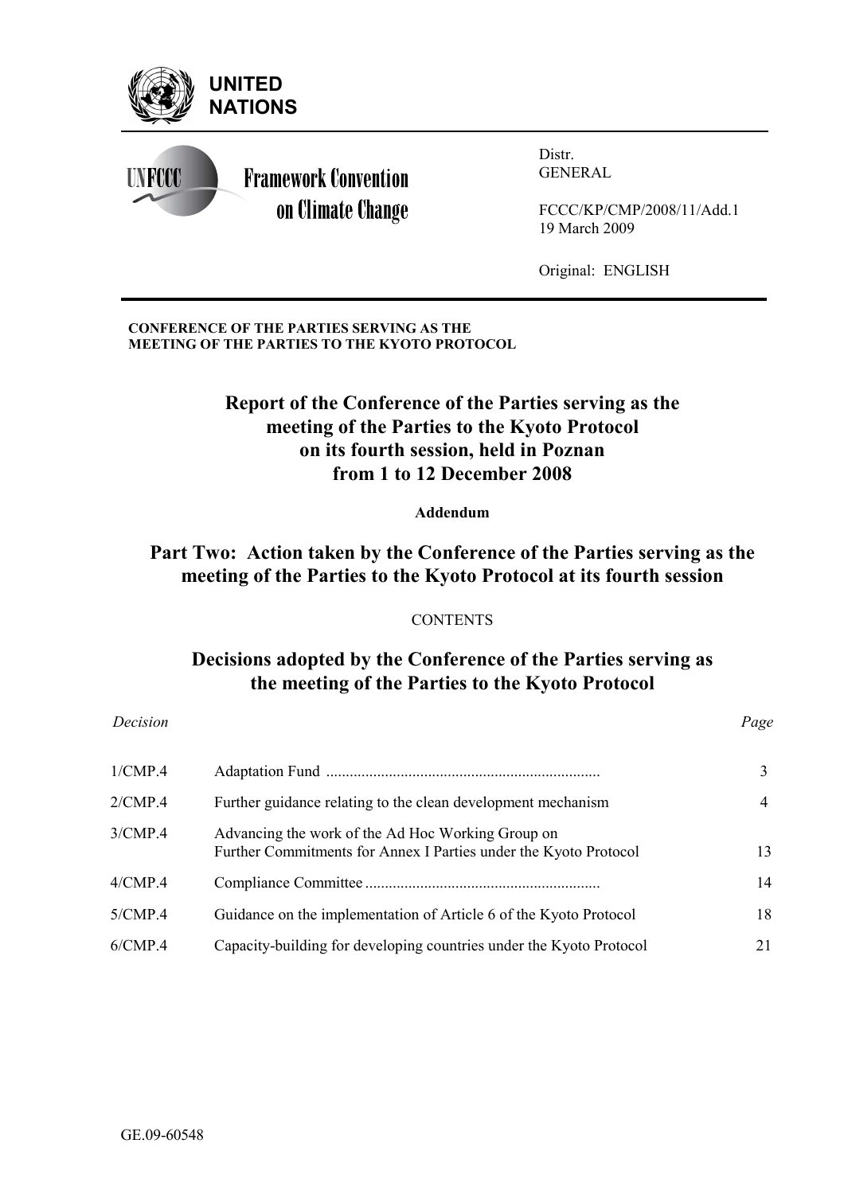UNITED NATIONS

Framework Convention on Climate Change

Distr.
GENERAL

FCCC/KP/CMP/2008/11/Add.1
19 March 2009

Original: ENGLISH

**CONFERENCE OF THE PARTIES SERVING AS THE MEETING OF THE PARTIES TO THE KYOTO PROTOCOL**

# Report of the Conference of the Parties serving as the meeting of the Parties to the Kyoto Protocol on its fourth session, held in Poznan from 1 to 12 December 2008

**Addendum**

## Part Two: Action taken by the Conference of the Parties serving as the meeting of the Parties to the Kyoto Protocol at its fourth session

CONTENTS

## Decisions adopted by the Conference of the Parties serving as the meeting of the Parties to the Kyoto Protocol

| *Decision* | | *Page* |
|---|---|---|
| 1/CMP.4 | Adaptation Fund | 3 |
| 2/CMP.4 | Further guidance relating to the clean development mechanism | 4 |
| 3/CMP.4 | Advancing the work of the Ad Hoc Working Group on Further Commitments for Annex I Parties under the Kyoto Protocol | 13 |
| 4/CMP.4 | Compliance Committee | 14 |
| 5/CMP.4 | Guidance on the implementation of Article 6 of the Kyoto Protocol | 18 |
| 6/CMP.4 | Capacity-building for developing countries under the Kyoto Protocol | 21 |

GE.09-60548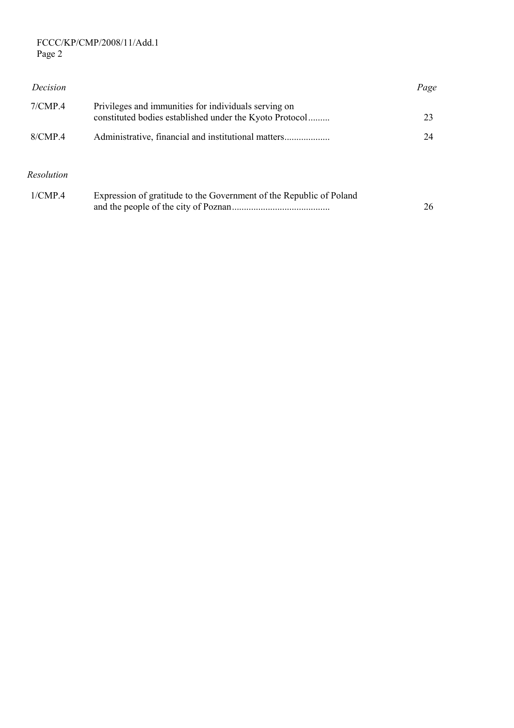| *Decision* | | *Page* |
|---|---|---|
| 7/CMP.4 | Privileges and immunities for individuals serving on constituted bodies established under the Kyoto Protocol......... | 23 |
| 8/CMP.4 | Administrative, financial and institutional matters.................. | 24 |

| *Resolution* | | |
|---|---|---|
| 1/CMP.4 | Expression of gratitude to the Government of the Republic of Poland and the people of the city of Poznan........................................ | 26 |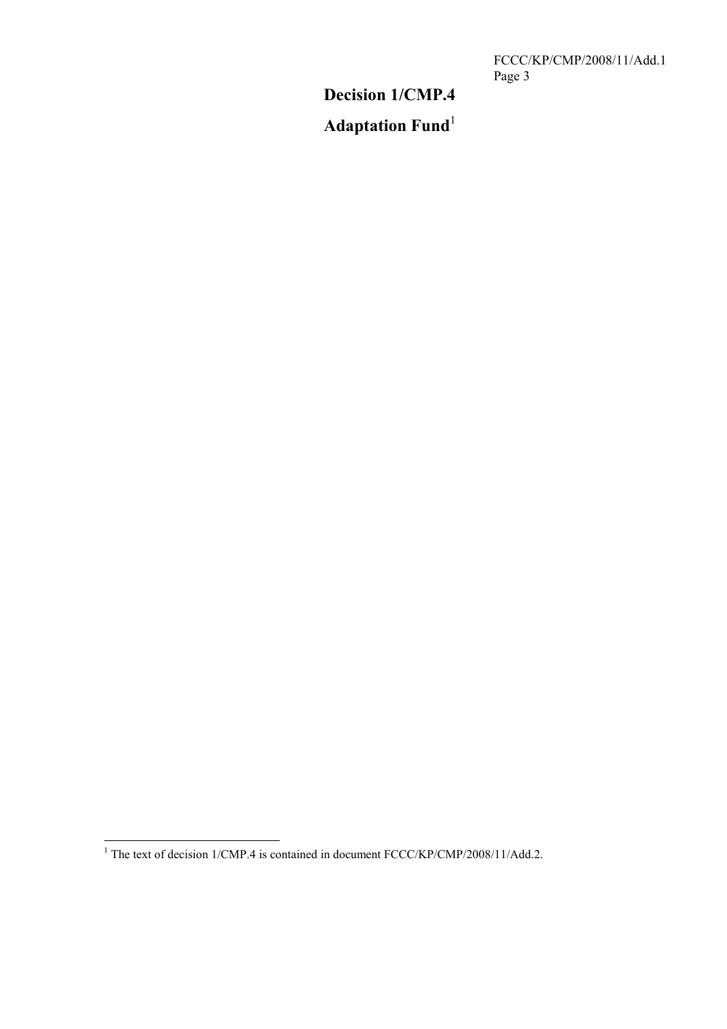# Decision 1/CMP.4

# Adaptation Fund[1]

[1] The text of decision 1/CMP.4 is contained in document FCCC/KP/CMP/2008/11/Add.2.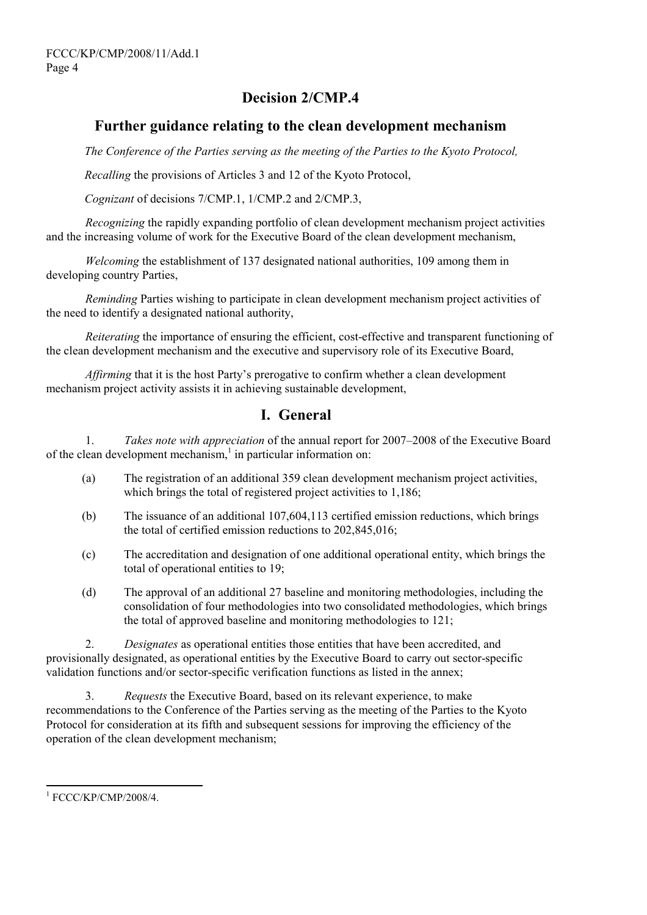# Decision 2/CMP.4

## Further guidance relating to the clean development mechanism

*The Conference of the Parties serving as the meeting of the Parties to the Kyoto Protocol,*

*Recalling* the provisions of Articles 3 and 12 of the Kyoto Protocol,

*Cognizant* of decisions 7/CMP.1, 1/CMP.2 and 2/CMP.3,

*Recognizing* the rapidly expanding portfolio of clean development mechanism project activities and the increasing volume of work for the Executive Board of the clean development mechanism,

*Welcoming* the establishment of 137 designated national authorities, 109 among them in developing country Parties,

*Reminding* Parties wishing to participate in clean development mechanism project activities of the need to identify a designated national authority,

*Reiterating* the importance of ensuring the efficient, cost-effective and transparent functioning of the clean development mechanism and the executive and supervisory role of its Executive Board,

*Affirming* that it is the host Party's prerogative to confirm whether a clean development mechanism project activity assists it in achieving sustainable development,

## I. General

1. *Takes note with appreciation* of the annual report for 2007–2008 of the Executive Board of the clean development mechanism,[1] in particular information on:

   (a) The registration of an additional 359 clean development mechanism project activities, which brings the total of registered project activities to 1,186;

   (b) The issuance of an additional 107,604,113 certified emission reductions, which brings the total of certified emission reductions to 202,845,016;

   (c) The accreditation and designation of one additional operational entity, which brings the total of operational entities to 19;

   (d) The approval of an additional 27 baseline and monitoring methodologies, including the consolidation of four methodologies into two consolidated methodologies, which brings the total of approved baseline and monitoring methodologies to 121;

2. *Designates* as operational entities those entities that have been accredited, and provisionally designated, as operational entities by the Executive Board to carry out sector-specific validation functions and/or sector-specific verification functions as listed in the annex;

3. *Requests* the Executive Board, based on its relevant experience, to make recommendations to the Conference of the Parties serving as the meeting of the Parties to the Kyoto Protocol for consideration at its fifth and subsequent sessions for improving the efficiency of the operation of the clean development mechanism;

---

[1] FCCC/KP/CMP/2008/4.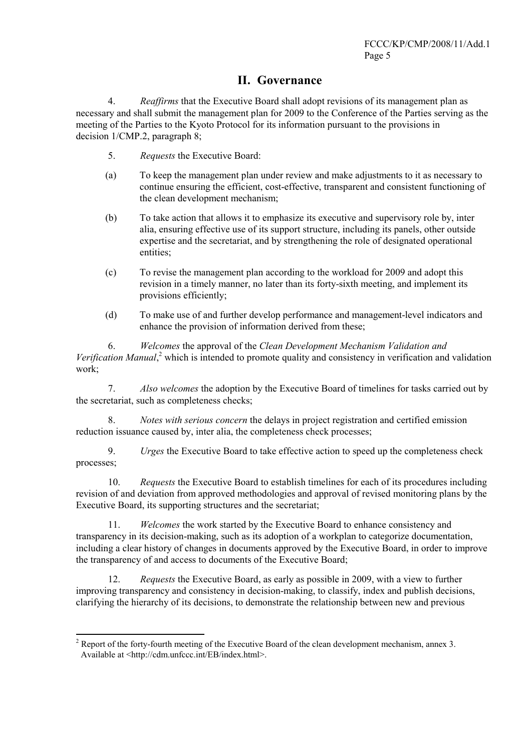## II. Governance

4. *Reaffirms* that the Executive Board shall adopt revisions of its management plan as necessary and shall submit the management plan for 2009 to the Conference of the Parties serving as the meeting of the Parties to the Kyoto Protocol for its information pursuant to the provisions in decision 1/CMP.2, paragraph 8;

5. *Requests* the Executive Board:

(a) To keep the management plan under review and make adjustments to it as necessary to continue ensuring the efficient, cost-effective, transparent and consistent functioning of the clean development mechanism;

(b) To take action that allows it to emphasize its executive and supervisory role by, inter alia, ensuring effective use of its support structure, including its panels, other outside expertise and the secretariat, and by strengthening the role of designated operational entities;

(c) To revise the management plan according to the workload for 2009 and adopt this revision in a timely manner, no later than its forty-sixth meeting, and implement its provisions efficiently;

(d) To make use of and further develop performance and management-level indicators and enhance the provision of information derived from these;

6. *Welcomes* the approval of the *Clean Development Mechanism Validation and Verification Manual*,[2] which is intended to promote quality and consistency in verification and validation work;

7. *Also welcomes* the adoption by the Executive Board of timelines for tasks carried out by the secretariat, such as completeness checks;

8. *Notes with serious concern* the delays in project registration and certified emission reduction issuance caused by, inter alia, the completeness check processes;

9. *Urges* the Executive Board to take effective action to speed up the completeness check processes;

10. *Requests* the Executive Board to establish timelines for each of its procedures including revision of and deviation from approved methodologies and approval of revised monitoring plans by the Executive Board, its supporting structures and the secretariat;

11. *Welcomes* the work started by the Executive Board to enhance consistency and transparency in its decision-making, such as its adoption of a workplan to categorize documentation, including a clear history of changes in documents approved by the Executive Board, in order to improve the transparency of and access to documents of the Executive Board;

12. *Requests* the Executive Board, as early as possible in 2009, with a view to further improving transparency and consistency in decision-making, to classify, index and publish decisions, clarifying the hierarchy of its decisions, to demonstrate the relationship between new and previous

---

[2] Report of the forty-fourth meeting of the Executive Board of the clean development mechanism, annex 3. Available at <http://cdm.unfccc.int/EB/index.html>.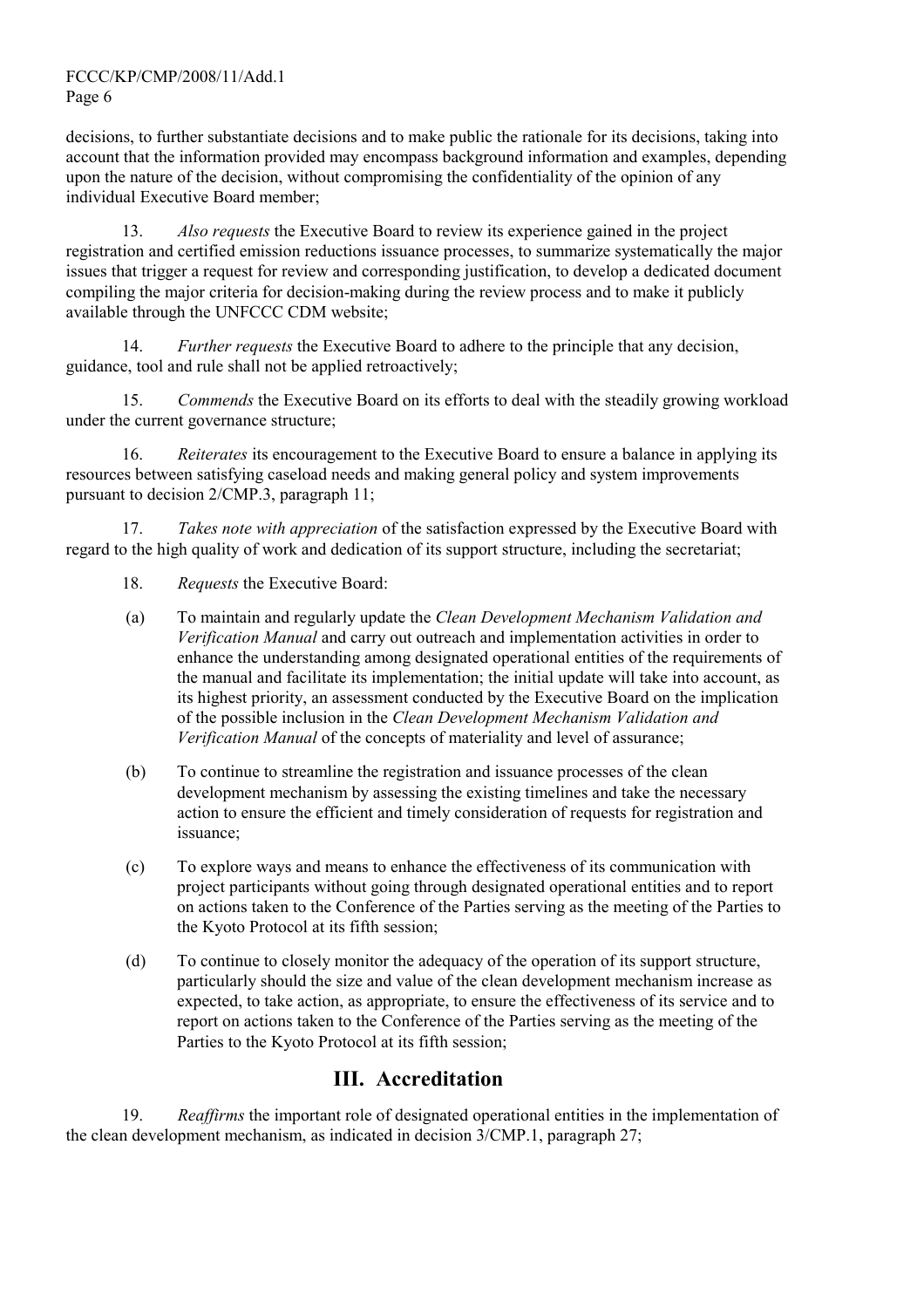decisions, to further substantiate decisions and to make public the rationale for its decisions, taking into account that the information provided may encompass background information and examples, depending upon the nature of the decision, without compromising the confidentiality of the opinion of any individual Executive Board member;

13. *Also requests* the Executive Board to review its experience gained in the project registration and certified emission reductions issuance processes, to summarize systematically the major issues that trigger a request for review and corresponding justification, to develop a dedicated document compiling the major criteria for decision-making during the review process and to make it publicly available through the UNFCCC CDM website;

14. *Further requests* the Executive Board to adhere to the principle that any decision, guidance, tool and rule shall not be applied retroactively;

15. *Commends* the Executive Board on its efforts to deal with the steadily growing workload under the current governance structure;

16. *Reiterates* its encouragement to the Executive Board to ensure a balance in applying its resources between satisfying caseload needs and making general policy and system improvements pursuant to decision 2/CMP.3, paragraph 11;

17. *Takes note with appreciation* of the satisfaction expressed by the Executive Board with regard to the high quality of work and dedication of its support structure, including the secretariat;

18. *Requests* the Executive Board:

(a) To maintain and regularly update the *Clean Development Mechanism Validation and Verification Manual* and carry out outreach and implementation activities in order to enhance the understanding among designated operational entities of the requirements of the manual and facilitate its implementation; the initial update will take into account, as its highest priority, an assessment conducted by the Executive Board on the implication of the possible inclusion in the *Clean Development Mechanism Validation and Verification Manual* of the concepts of materiality and level of assurance;

(b) To continue to streamline the registration and issuance processes of the clean development mechanism by assessing the existing timelines and take the necessary action to ensure the efficient and timely consideration of requests for registration and issuance;

(c) To explore ways and means to enhance the effectiveness of its communication with project participants without going through designated operational entities and to report on actions taken to the Conference of the Parties serving as the meeting of the Parties to the Kyoto Protocol at its fifth session;

(d) To continue to closely monitor the adequacy of the operation of its support structure, particularly should the size and value of the clean development mechanism increase as expected, to take action, as appropriate, to ensure the effectiveness of its service and to report on actions taken to the Conference of the Parties serving as the meeting of the Parties to the Kyoto Protocol at its fifth session;

## III. Accreditation

19. *Reaffirms* the important role of designated operational entities in the implementation of the clean development mechanism, as indicated in decision 3/CMP.1, paragraph 27;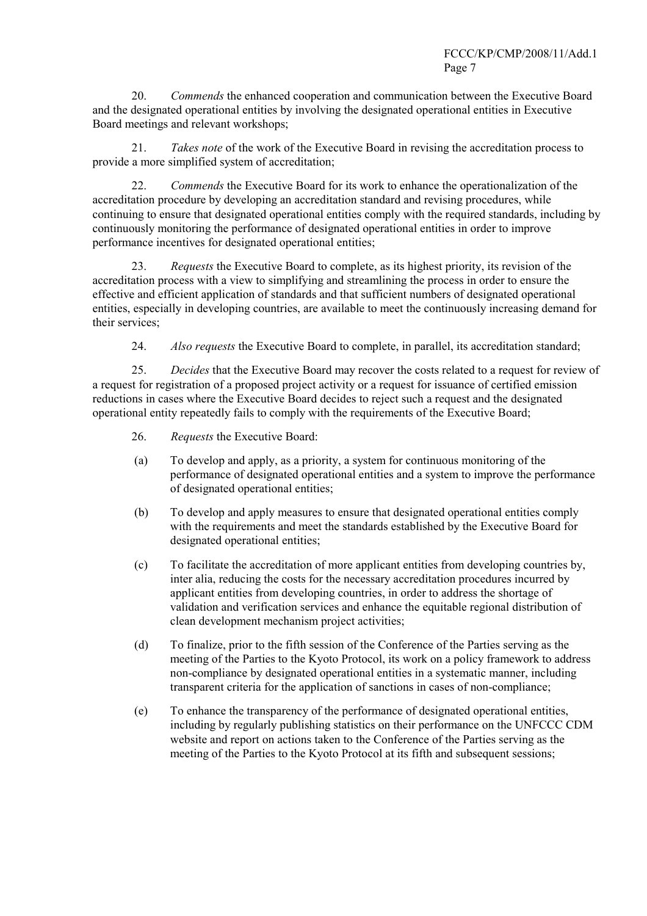20. *Commends* the enhanced cooperation and communication between the Executive Board and the designated operational entities by involving the designated operational entities in Executive Board meetings and relevant workshops;

21. *Takes note* of the work of the Executive Board in revising the accreditation process to provide a more simplified system of accreditation;

22. *Commends* the Executive Board for its work to enhance the operationalization of the accreditation procedure by developing an accreditation standard and revising procedures, while continuing to ensure that designated operational entities comply with the required standards, including by continuously monitoring the performance of designated operational entities in order to improve performance incentives for designated operational entities;

23. *Requests* the Executive Board to complete, as its highest priority, its revision of the accreditation process with a view to simplifying and streamlining the process in order to ensure the effective and efficient application of standards and that sufficient numbers of designated operational entities, especially in developing countries, are available to meet the continuously increasing demand for their services;

24. *Also requests* the Executive Board to complete, in parallel, its accreditation standard;

25. *Decides* that the Executive Board may recover the costs related to a request for review of a request for registration of a proposed project activity or a request for issuance of certified emission reductions in cases where the Executive Board decides to reject such a request and the designated operational entity repeatedly fails to comply with the requirements of the Executive Board;

26. *Requests* the Executive Board:

(a) To develop and apply, as a priority, a system for continuous monitoring of the performance of designated operational entities and a system to improve the performance of designated operational entities;

(b) To develop and apply measures to ensure that designated operational entities comply with the requirements and meet the standards established by the Executive Board for designated operational entities;

(c) To facilitate the accreditation of more applicant entities from developing countries by, inter alia, reducing the costs for the necessary accreditation procedures incurred by applicant entities from developing countries, in order to address the shortage of validation and verification services and enhance the equitable regional distribution of clean development mechanism project activities;

(d) To finalize, prior to the fifth session of the Conference of the Parties serving as the meeting of the Parties to the Kyoto Protocol, its work on a policy framework to address non-compliance by designated operational entities in a systematic manner, including transparent criteria for the application of sanctions in cases of non-compliance;

(e) To enhance the transparency of the performance of designated operational entities, including by regularly publishing statistics on their performance on the UNFCCC CDM website and report on actions taken to the Conference of the Parties serving as the meeting of the Parties to the Kyoto Protocol at its fifth and subsequent sessions;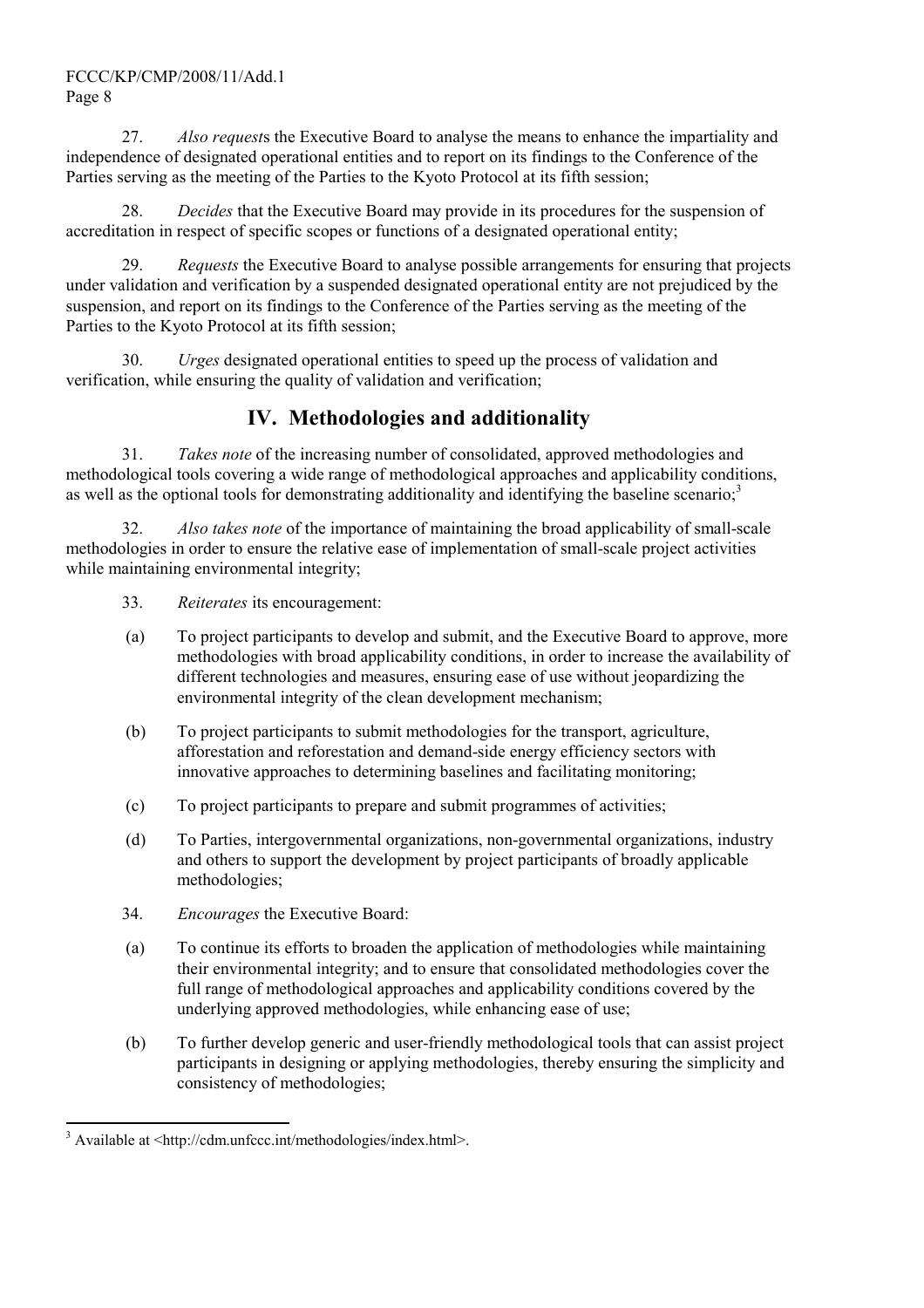27. *Also request*s the Executive Board to analyse the means to enhance the impartiality and independence of designated operational entities and to report on its findings to the Conference of the Parties serving as the meeting of the Parties to the Kyoto Protocol at its fifth session;

28. *Decides* that the Executive Board may provide in its procedures for the suspension of accreditation in respect of specific scopes or functions of a designated operational entity;

29. *Requests* the Executive Board to analyse possible arrangements for ensuring that projects under validation and verification by a suspended designated operational entity are not prejudiced by the suspension, and report on its findings to the Conference of the Parties serving as the meeting of the Parties to the Kyoto Protocol at its fifth session;

30. *Urges* designated operational entities to speed up the process of validation and verification, while ensuring the quality of validation and verification;

## IV. Methodologies and additionality

31. *Takes note* of the increasing number of consolidated, approved methodologies and methodological tools covering a wide range of methodological approaches and applicability conditions, as well as the optional tools for demonstrating additionality and identifying the baseline scenario;[3]

32. *Also takes note* of the importance of maintaining the broad applicability of small-scale methodologies in order to ensure the relative ease of implementation of small-scale project activities while maintaining environmental integrity;

33. *Reiterates* its encouragement:

(a) To project participants to develop and submit, and the Executive Board to approve, more methodologies with broad applicability conditions, in order to increase the availability of different technologies and measures, ensuring ease of use without jeopardizing the environmental integrity of the clean development mechanism;

(b) To project participants to submit methodologies for the transport, agriculture, afforestation and reforestation and demand-side energy efficiency sectors with innovative approaches to determining baselines and facilitating monitoring;

(c) To project participants to prepare and submit programmes of activities;

(d) To Parties, intergovernmental organizations, non-governmental organizations, industry and others to support the development by project participants of broadly applicable methodologies;

34. *Encourages* the Executive Board:

(a) To continue its efforts to broaden the application of methodologies while maintaining their environmental integrity; and to ensure that consolidated methodologies cover the full range of methodological approaches and applicability conditions covered by the underlying approved methodologies, while enhancing ease of use;

(b) To further develop generic and user-friendly methodological tools that can assist project participants in designing or applying methodologies, thereby ensuring the simplicity and consistency of methodologies;

---

[3] Available at <http://cdm.unfccc.int/methodologies/index.html>.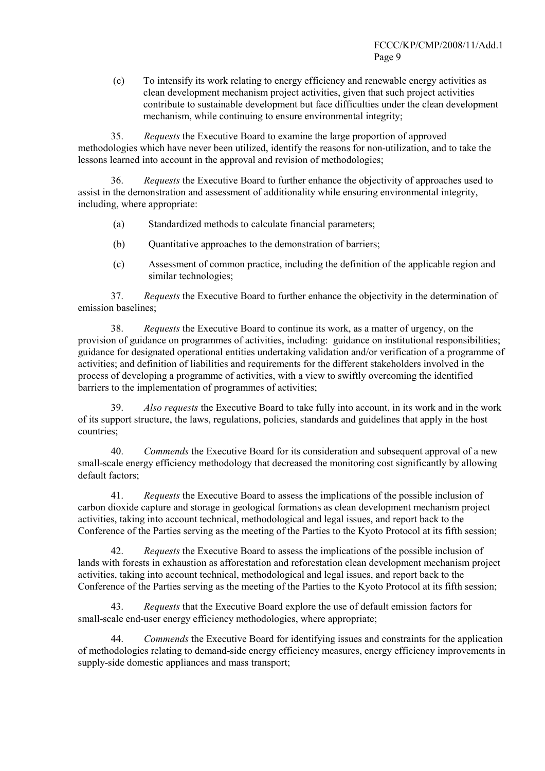(c) To intensify its work relating to energy efficiency and renewable energy activities as clean development mechanism project activities, given that such project activities contribute to sustainable development but face difficulties under the clean development mechanism, while continuing to ensure environmental integrity;

35. *Requests* the Executive Board to examine the large proportion of approved methodologies which have never been utilized, identify the reasons for non-utilization, and to take the lessons learned into account in the approval and revision of methodologies;

36. *Requests* the Executive Board to further enhance the objectivity of approaches used to assist in the demonstration and assessment of additionality while ensuring environmental integrity, including, where appropriate:

(a) Standardized methods to calculate financial parameters;

(b) Quantitative approaches to the demonstration of barriers;

(c) Assessment of common practice, including the definition of the applicable region and similar technologies;

37. *Requests* the Executive Board to further enhance the objectivity in the determination of emission baselines;

38. *Requests* the Executive Board to continue its work, as a matter of urgency, on the provision of guidance on programmes of activities, including: guidance on institutional responsibilities; guidance for designated operational entities undertaking validation and/or verification of a programme of activities; and definition of liabilities and requirements for the different stakeholders involved in the process of developing a programme of activities, with a view to swiftly overcoming the identified barriers to the implementation of programmes of activities;

39. *Also requests* the Executive Board to take fully into account, in its work and in the work of its support structure, the laws, regulations, policies, standards and guidelines that apply in the host countries;

40. *Commends* the Executive Board for its consideration and subsequent approval of a new small-scale energy efficiency methodology that decreased the monitoring cost significantly by allowing default factors;

41. *Requests* the Executive Board to assess the implications of the possible inclusion of carbon dioxide capture and storage in geological formations as clean development mechanism project activities, taking into account technical, methodological and legal issues, and report back to the Conference of the Parties serving as the meeting of the Parties to the Kyoto Protocol at its fifth session;

42. *Requests* the Executive Board to assess the implications of the possible inclusion of lands with forests in exhaustion as afforestation and reforestation clean development mechanism project activities, taking into account technical, methodological and legal issues, and report back to the Conference of the Parties serving as the meeting of the Parties to the Kyoto Protocol at its fifth session;

43. *Requests* that the Executive Board explore the use of default emission factors for small-scale end-user energy efficiency methodologies, where appropriate;

44. *Commends* the Executive Board for identifying issues and constraints for the application of methodologies relating to demand-side energy efficiency measures, energy efficiency improvements in supply-side domestic appliances and mass transport;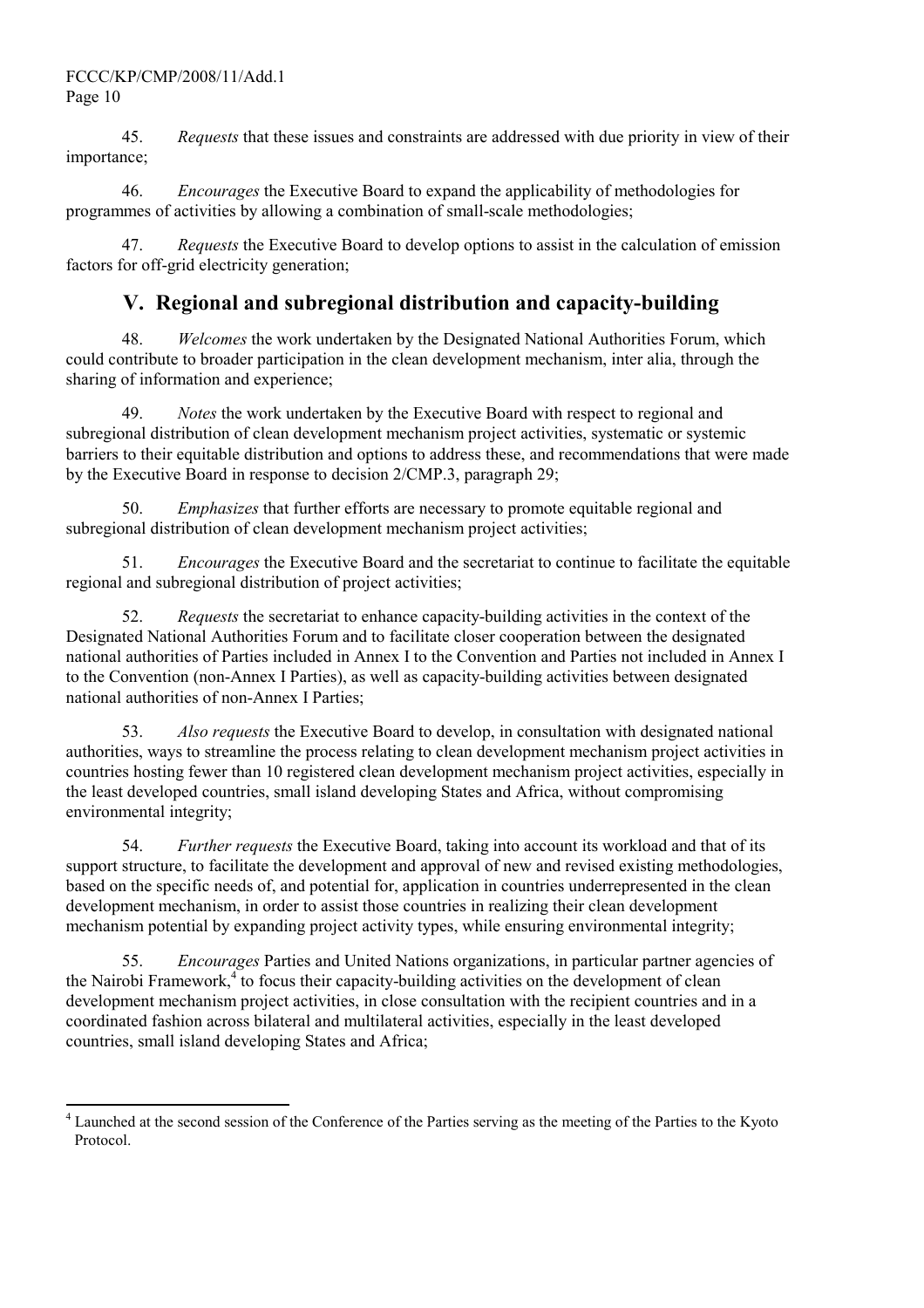45. *Requests* that these issues and constraints are addressed with due priority in view of their importance;

46. *Encourages* the Executive Board to expand the applicability of methodologies for programmes of activities by allowing a combination of small-scale methodologies;

47. *Requests* the Executive Board to develop options to assist in the calculation of emission factors for off-grid electricity generation;

## V. Regional and subregional distribution and capacity-building

48. *Welcomes* the work undertaken by the Designated National Authorities Forum, which could contribute to broader participation in the clean development mechanism, inter alia, through the sharing of information and experience;

49. *Notes* the work undertaken by the Executive Board with respect to regional and subregional distribution of clean development mechanism project activities, systematic or systemic barriers to their equitable distribution and options to address these, and recommendations that were made by the Executive Board in response to decision 2/CMP.3, paragraph 29;

50. *Emphasizes* that further efforts are necessary to promote equitable regional and subregional distribution of clean development mechanism project activities;

51. *Encourages* the Executive Board and the secretariat to continue to facilitate the equitable regional and subregional distribution of project activities;

52. *Requests* the secretariat to enhance capacity-building activities in the context of the Designated National Authorities Forum and to facilitate closer cooperation between the designated national authorities of Parties included in Annex I to the Convention and Parties not included in Annex I to the Convention (non-Annex I Parties), as well as capacity-building activities between designated national authorities of non-Annex I Parties;

53. *Also requests* the Executive Board to develop, in consultation with designated national authorities, ways to streamline the process relating to clean development mechanism project activities in countries hosting fewer than 10 registered clean development mechanism project activities, especially in the least developed countries, small island developing States and Africa, without compromising environmental integrity;

54. *Further requests* the Executive Board, taking into account its workload and that of its support structure, to facilitate the development and approval of new and revised existing methodologies, based on the specific needs of, and potential for, application in countries underrepresented in the clean development mechanism, in order to assist those countries in realizing their clean development mechanism potential by expanding project activity types, while ensuring environmental integrity;

55. *Encourages* Parties and United Nations organizations, in particular partner agencies of the Nairobi Framework,[4] to focus their capacity-building activities on the development of clean development mechanism project activities, in close consultation with the recipient countries and in a coordinated fashion across bilateral and multilateral activities, especially in the least developed countries, small island developing States and Africa;

---

[4] Launched at the second session of the Conference of the Parties serving as the meeting of the Parties to the Kyoto Protocol.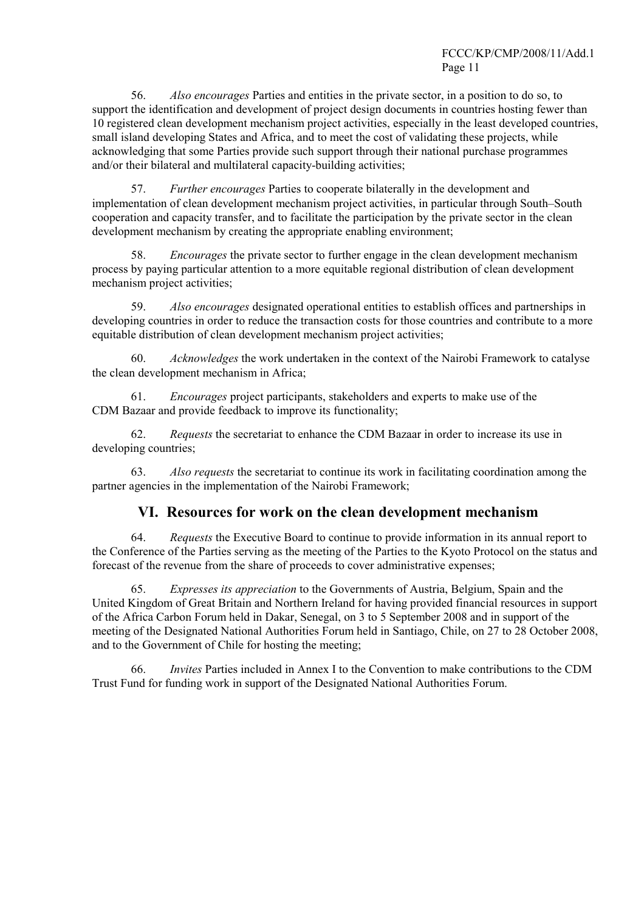56. *Also encourages* Parties and entities in the private sector, in a position to do so, to support the identification and development of project design documents in countries hosting fewer than 10 registered clean development mechanism project activities, especially in the least developed countries, small island developing States and Africa, and to meet the cost of validating these projects, while acknowledging that some Parties provide such support through their national purchase programmes and/or their bilateral and multilateral capacity-building activities;

57. *Further encourages* Parties to cooperate bilaterally in the development and implementation of clean development mechanism project activities, in particular through South–South cooperation and capacity transfer, and to facilitate the participation by the private sector in the clean development mechanism by creating the appropriate enabling environment;

58. *Encourages* the private sector to further engage in the clean development mechanism process by paying particular attention to a more equitable regional distribution of clean development mechanism project activities;

59. *Also encourages* designated operational entities to establish offices and partnerships in developing countries in order to reduce the transaction costs for those countries and contribute to a more equitable distribution of clean development mechanism project activities;

60. *Acknowledges* the work undertaken in the context of the Nairobi Framework to catalyse the clean development mechanism in Africa;

61. *Encourages* project participants, stakeholders and experts to make use of the CDM Bazaar and provide feedback to improve its functionality;

62. *Requests* the secretariat to enhance the CDM Bazaar in order to increase its use in developing countries;

63. *Also requests* the secretariat to continue its work in facilitating coordination among the partner agencies in the implementation of the Nairobi Framework;

## VI. Resources for work on the clean development mechanism

64. *Requests* the Executive Board to continue to provide information in its annual report to the Conference of the Parties serving as the meeting of the Parties to the Kyoto Protocol on the status and forecast of the revenue from the share of proceeds to cover administrative expenses;

65. *Expresses its appreciation* to the Governments of Austria, Belgium, Spain and the United Kingdom of Great Britain and Northern Ireland for having provided financial resources in support of the Africa Carbon Forum held in Dakar, Senegal, on 3 to 5 September 2008 and in support of the meeting of the Designated National Authorities Forum held in Santiago, Chile, on 27 to 28 October 2008, and to the Government of Chile for hosting the meeting;

66. *Invites* Parties included in Annex I to the Convention to make contributions to the CDM Trust Fund for funding work in support of the Designated National Authorities Forum.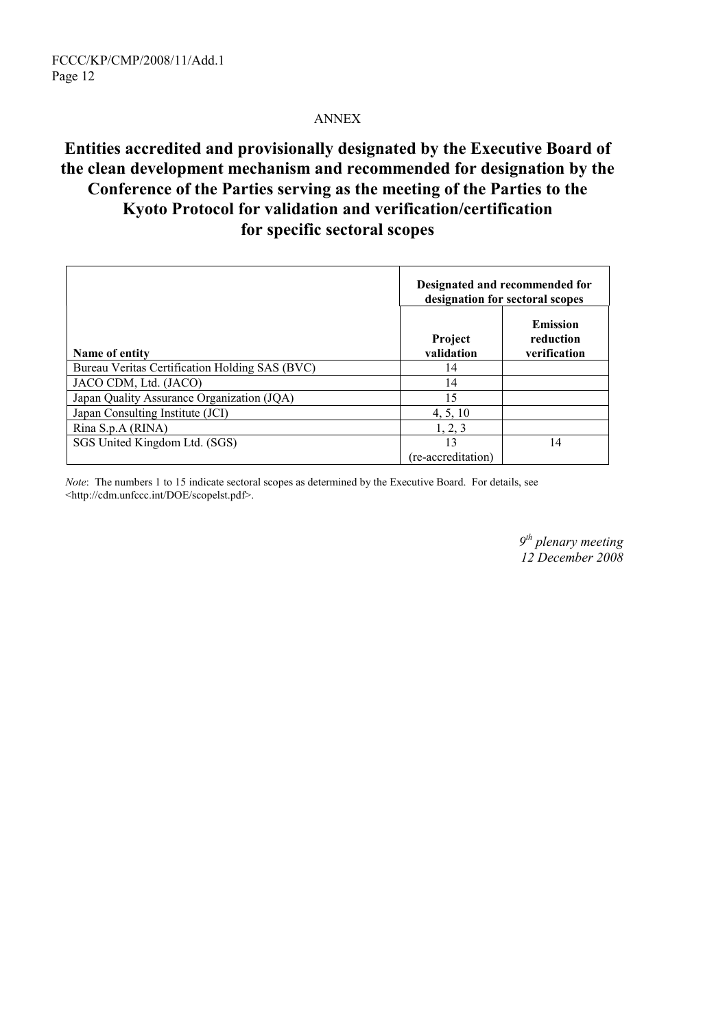ANNEX

# Entities accredited and provisionally designated by the Executive Board of the clean development mechanism and recommended for designation by the Conference of the Parties serving as the meeting of the Parties to the Kyoto Protocol for validation and verification/certification for specific sectoral scopes

| | Designated and recommended for designation for sectoral scopes | |
|---|---|---|
| **Name of entity** | **Project validation** | **Emission reduction verification** |
| Bureau Veritas Certification Holding SAS (BVC) | 14 | |
| JACO CDM, Ltd. (JACO) | 14 | |
| Japan Quality Assurance Organization (JQA) | 15 | |
| Japan Consulting Institute (JCI) | 4, 5, 10 | |
| Rina S.p.A (RINA) | 1, 2, 3 | |
| SGS United Kingdom Ltd. (SGS) | 13 (re-accreditation) | 14 |

*Note*: The numbers 1 to 15 indicate sectoral scopes as determined by the Executive Board. For details, see <http://cdm.unfccc.int/DOE/scopelst.pdf>.

*9th plenary meeting*
*12 December 2008*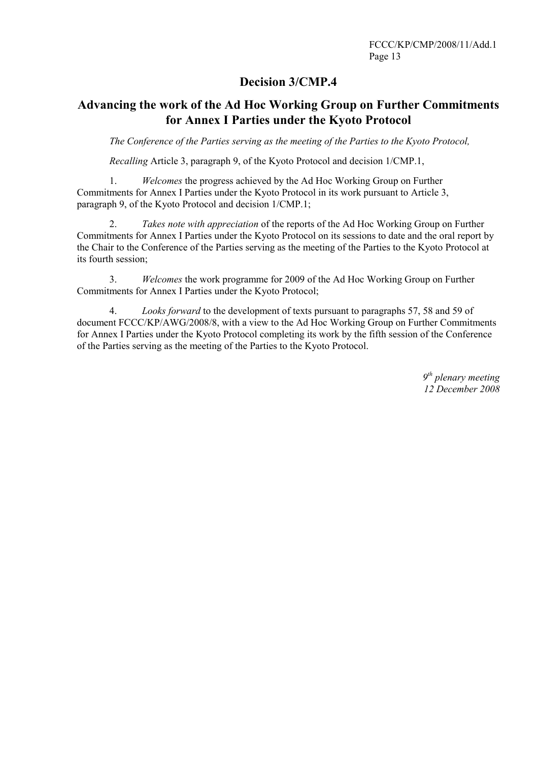# Decision 3/CMP.4

## Advancing the work of the Ad Hoc Working Group on Further Commitments for Annex I Parties under the Kyoto Protocol

*The Conference of the Parties serving as the meeting of the Parties to the Kyoto Protocol,*

*Recalling* Article 3, paragraph 9, of the Kyoto Protocol and decision 1/CMP.1,

1. *Welcomes* the progress achieved by the Ad Hoc Working Group on Further Commitments for Annex I Parties under the Kyoto Protocol in its work pursuant to Article 3, paragraph 9, of the Kyoto Protocol and decision 1/CMP.1;

2. *Takes note with appreciation* of the reports of the Ad Hoc Working Group on Further Commitments for Annex I Parties under the Kyoto Protocol on its sessions to date and the oral report by the Chair to the Conference of the Parties serving as the meeting of the Parties to the Kyoto Protocol at its fourth session;

3. *Welcomes* the work programme for 2009 of the Ad Hoc Working Group on Further Commitments for Annex I Parties under the Kyoto Protocol;

4. *Looks forward* to the development of texts pursuant to paragraphs 57, 58 and 59 of document FCCC/KP/AWG/2008/8, with a view to the Ad Hoc Working Group on Further Commitments for Annex I Parties under the Kyoto Protocol completing its work by the fifth session of the Conference of the Parties serving as the meeting of the Parties to the Kyoto Protocol.

*9th plenary meeting*
*12 December 2008*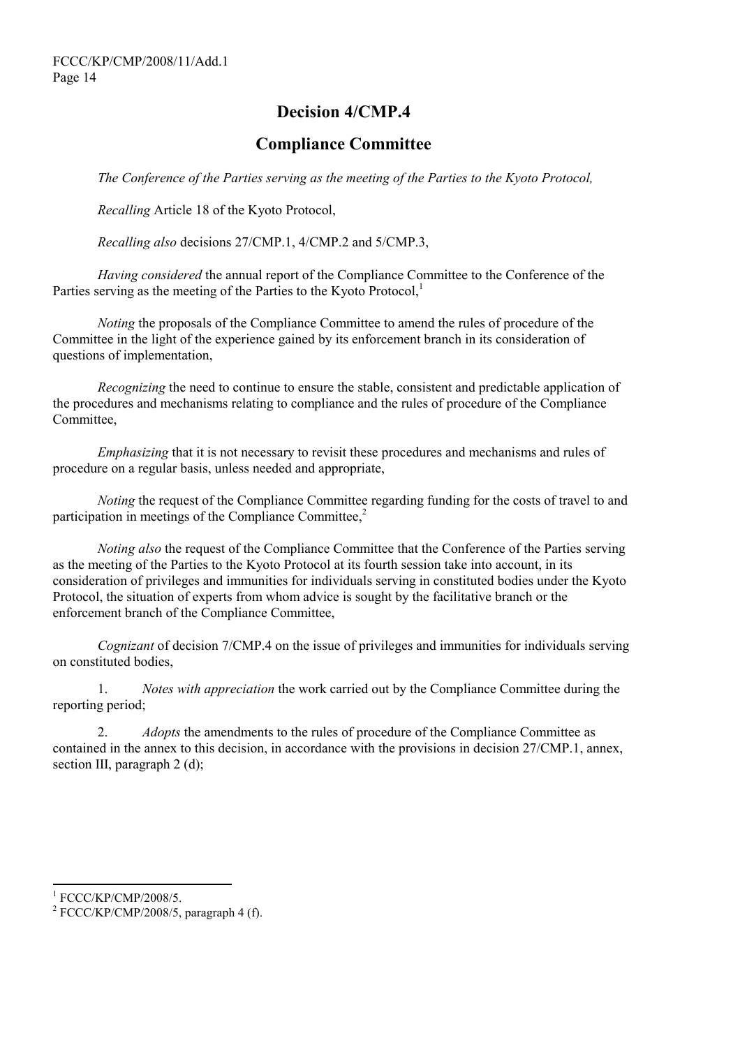# Decision 4/CMP.4

## Compliance Committee

*The Conference of the Parties serving as the meeting of the Parties to the Kyoto Protocol,*

*Recalling* Article 18 of the Kyoto Protocol,

*Recalling also* decisions 27/CMP.1, 4/CMP.2 and 5/CMP.3,

*Having considered* the annual report of the Compliance Committee to the Conference of the Parties serving as the meeting of the Parties to the Kyoto Protocol,[1]

*Noting* the proposals of the Compliance Committee to amend the rules of procedure of the Committee in the light of the experience gained by its enforcement branch in its consideration of questions of implementation,

*Recognizing* the need to continue to ensure the stable, consistent and predictable application of the procedures and mechanisms relating to compliance and the rules of procedure of the Compliance Committee,

*Emphasizing* that it is not necessary to revisit these procedures and mechanisms and rules of procedure on a regular basis, unless needed and appropriate,

*Noting* the request of the Compliance Committee regarding funding for the costs of travel to and participation in meetings of the Compliance Committee,[2]

*Noting also* the request of the Compliance Committee that the Conference of the Parties serving as the meeting of the Parties to the Kyoto Protocol at its fourth session take into account, in its consideration of privileges and immunities for individuals serving in constituted bodies under the Kyoto Protocol, the situation of experts from whom advice is sought by the facilitative branch or the enforcement branch of the Compliance Committee,

*Cognizant* of decision 7/CMP.4 on the issue of privileges and immunities for individuals serving on constituted bodies,

1. *Notes with appreciation* the work carried out by the Compliance Committee during the reporting period;

2. *Adopts* the amendments to the rules of procedure of the Compliance Committee as contained in the annex to this decision, in accordance with the provisions in decision 27/CMP.1, annex, section III, paragraph 2 (d);

---

[1] FCCC/KP/CMP/2008/5.

[2] FCCC/KP/CMP/2008/5, paragraph 4 (f).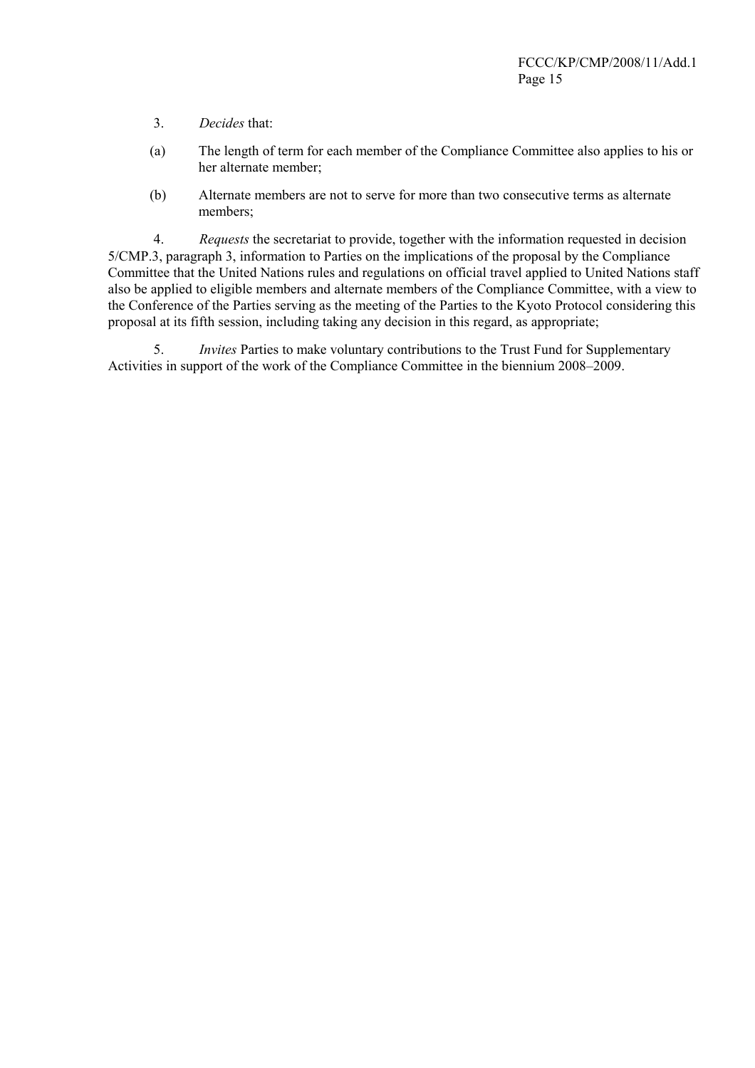3. *Decides* that:

(a) The length of term for each member of the Compliance Committee also applies to his or her alternate member;

(b) Alternate members are not to serve for more than two consecutive terms as alternate members;

4. *Requests* the secretariat to provide, together with the information requested in decision 5/CMP.3, paragraph 3, information to Parties on the implications of the proposal by the Compliance Committee that the United Nations rules and regulations on official travel applied to United Nations staff also be applied to eligible members and alternate members of the Compliance Committee, with a view to the Conference of the Parties serving as the meeting of the Parties to the Kyoto Protocol considering this proposal at its fifth session, including taking any decision in this regard, as appropriate;

5. *Invites* Parties to make voluntary contributions to the Trust Fund for Supplementary Activities in support of the work of the Compliance Committee in the biennium 2008–2009.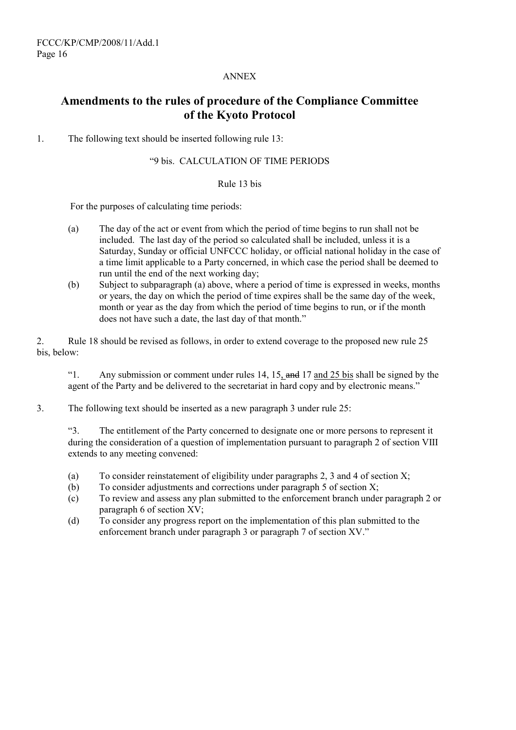ANNEX

## Amendments to the rules of procedure of the Compliance Committee of the Kyoto Protocol

1. The following text should be inserted following rule 13:

"9 bis. CALCULATION OF TIME PERIODS

Rule 13 bis

For the purposes of calculating time periods:

(a) The day of the act or event from which the period of time begins to run shall not be included. The last day of the period so calculated shall be included, unless it is a Saturday, Sunday or official UNFCCC holiday, or official national holiday in the case of a time limit applicable to a Party concerned, in which case the period shall be deemed to run until the end of the next working day;

(b) Subject to subparagraph (a) above, where a period of time is expressed in weeks, months or years, the day on which the period of time expires shall be the same day of the week, month or year as the day from which the period of time begins to run, or if the month does not have such a date, the last day of that month."

2. Rule 18 should be revised as follows, in order to extend coverage to the proposed new rule 25 bis, below:

"1. Any submission or comment under rules 14, 15, ~~and~~ 17 and 25 bis shall be signed by the agent of the Party and be delivered to the secretariat in hard copy and by electronic means."

3. The following text should be inserted as a new paragraph 3 under rule 25:

"3. The entitlement of the Party concerned to designate one or more persons to represent it during the consideration of a question of implementation pursuant to paragraph 2 of section VIII extends to any meeting convened:

(a) To consider reinstatement of eligibility under paragraphs 2, 3 and 4 of section X;

(b) To consider adjustments and corrections under paragraph 5 of section X;

(c) To review and assess any plan submitted to the enforcement branch under paragraph 2 or paragraph 6 of section XV;

(d) To consider any progress report on the implementation of this plan submitted to the enforcement branch under paragraph 3 or paragraph 7 of section XV."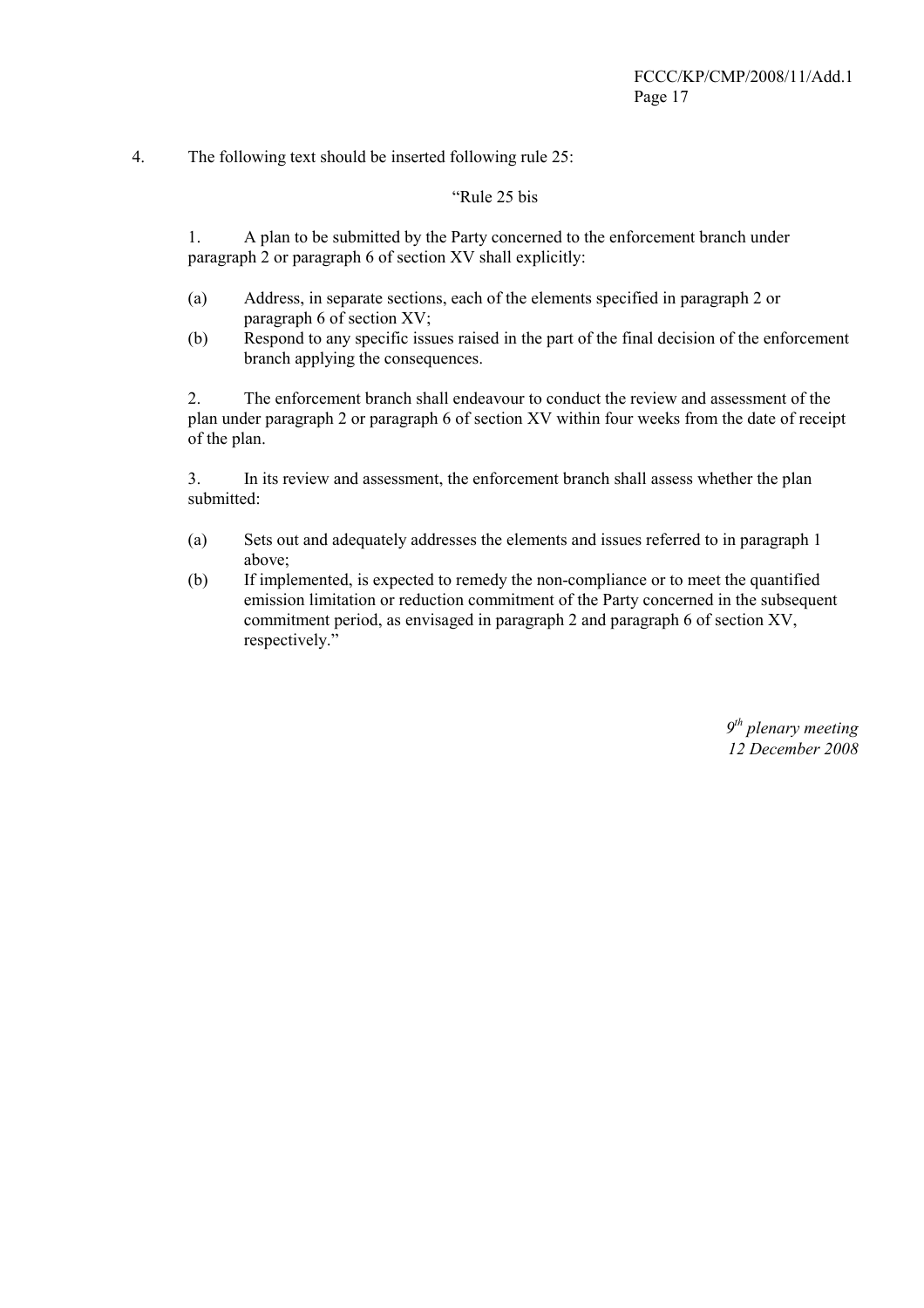4. The following text should be inserted following rule 25:

“Rule 25 bis

1. A plan to be submitted by the Party concerned to the enforcement branch under paragraph 2 or paragraph 6 of section XV shall explicitly:

(a) Address, in separate sections, each of the elements specified in paragraph 2 or paragraph 6 of section XV;

(b) Respond to any specific issues raised in the part of the final decision of the enforcement branch applying the consequences.

2. The enforcement branch shall endeavour to conduct the review and assessment of the plan under paragraph 2 or paragraph 6 of section XV within four weeks from the date of receipt of the plan.

3. In its review and assessment, the enforcement branch shall assess whether the plan submitted:

(a) Sets out and adequately addresses the elements and issues referred to in paragraph 1 above;

(b) If implemented, is expected to remedy the non-compliance or to meet the quantified emission limitation or reduction commitment of the Party concerned in the subsequent commitment period, as envisaged in paragraph 2 and paragraph 6 of section XV, respectively.”

*9th plenary meeting*
*12 December 2008*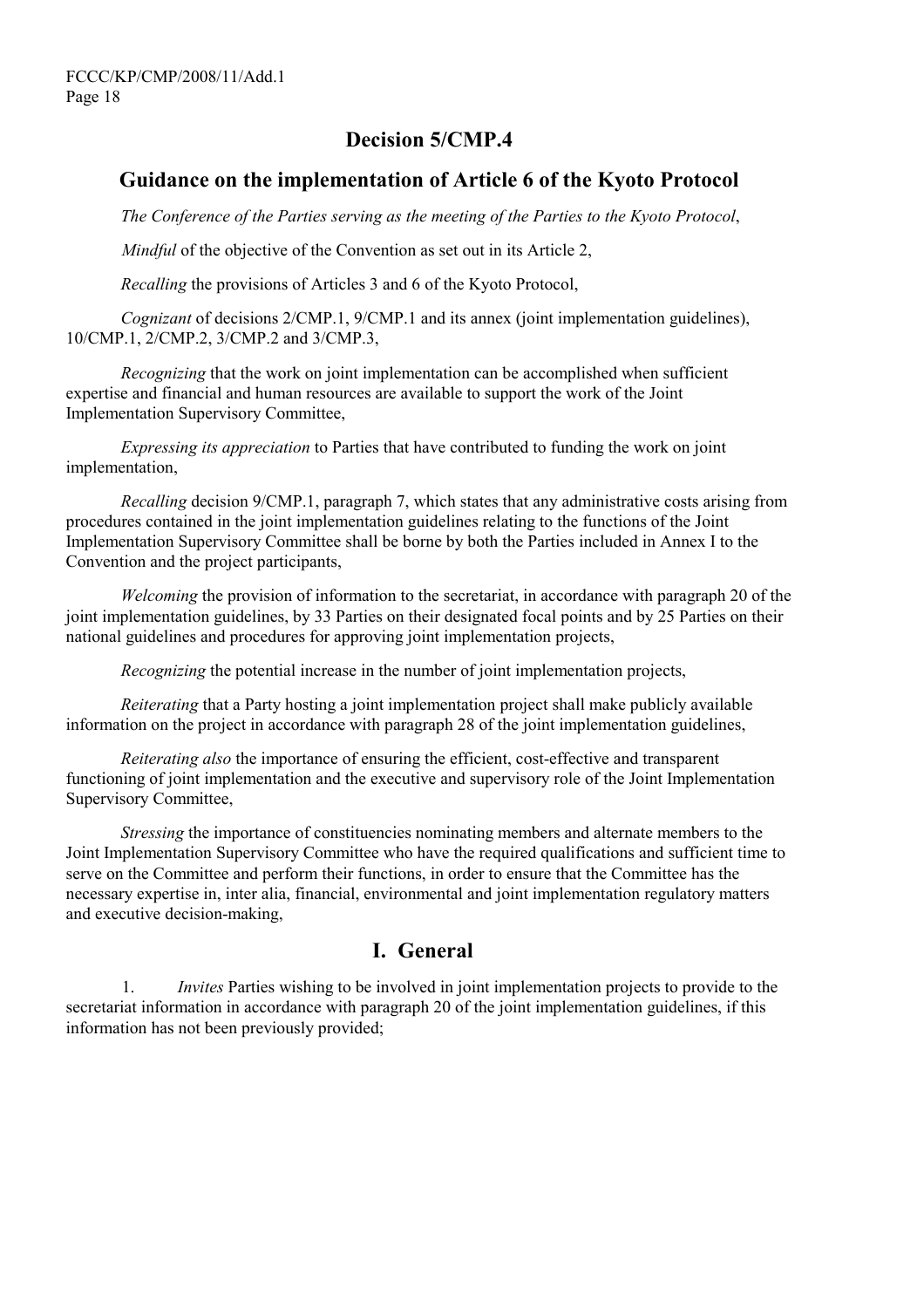# Decision 5/CMP.4

## Guidance on the implementation of Article 6 of the Kyoto Protocol

*The Conference of the Parties serving as the meeting of the Parties to the Kyoto Protocol*,

*Mindful* of the objective of the Convention as set out in its Article 2,

*Recalling* the provisions of Articles 3 and 6 of the Kyoto Protocol,

*Cognizant* of decisions 2/CMP.1, 9/CMP.1 and its annex (joint implementation guidelines), 10/CMP.1, 2/CMP.2, 3/CMP.2 and 3/CMP.3,

*Recognizing* that the work on joint implementation can be accomplished when sufficient expertise and financial and human resources are available to support the work of the Joint Implementation Supervisory Committee,

*Expressing its appreciation* to Parties that have contributed to funding the work on joint implementation,

*Recalling* decision 9/CMP.1, paragraph 7, which states that any administrative costs arising from procedures contained in the joint implementation guidelines relating to the functions of the Joint Implementation Supervisory Committee shall be borne by both the Parties included in Annex I to the Convention and the project participants,

*Welcoming* the provision of information to the secretariat, in accordance with paragraph 20 of the joint implementation guidelines, by 33 Parties on their designated focal points and by 25 Parties on their national guidelines and procedures for approving joint implementation projects,

*Recognizing* the potential increase in the number of joint implementation projects,

*Reiterating* that a Party hosting a joint implementation project shall make publicly available information on the project in accordance with paragraph 28 of the joint implementation guidelines,

*Reiterating also* the importance of ensuring the efficient, cost-effective and transparent functioning of joint implementation and the executive and supervisory role of the Joint Implementation Supervisory Committee,

*Stressing* the importance of constituencies nominating members and alternate members to the Joint Implementation Supervisory Committee who have the required qualifications and sufficient time to serve on the Committee and perform their functions, in order to ensure that the Committee has the necessary expertise in, inter alia, financial, environmental and joint implementation regulatory matters and executive decision-making,

## I. General

1. *Invites* Parties wishing to be involved in joint implementation projects to provide to the secretariat information in accordance with paragraph 20 of the joint implementation guidelines, if this information has not been previously provided;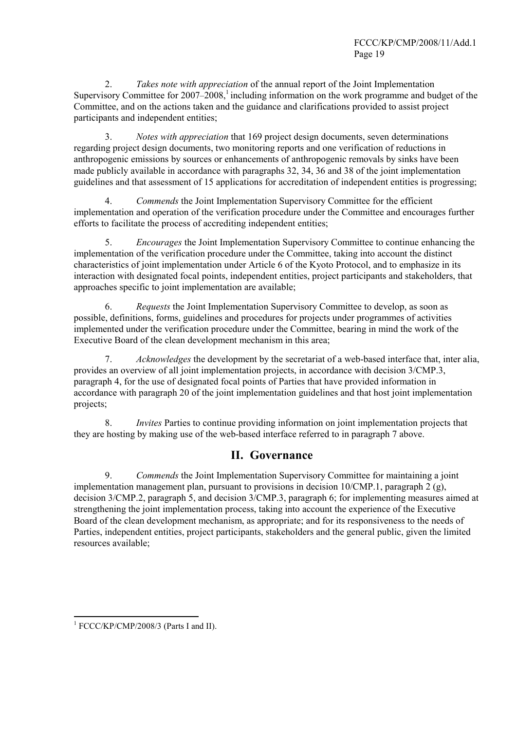2. *Takes note with appreciation* of the annual report of the Joint Implementation Supervisory Committee for 2007–2008,[1] including information on the work programme and budget of the Committee, and on the actions taken and the guidance and clarifications provided to assist project participants and independent entities;

3. *Notes with appreciation* that 169 project design documents, seven determinations regarding project design documents, two monitoring reports and one verification of reductions in anthropogenic emissions by sources or enhancements of anthropogenic removals by sinks have been made publicly available in accordance with paragraphs 32, 34, 36 and 38 of the joint implementation guidelines and that assessment of 15 applications for accreditation of independent entities is progressing;

4. *Commends* the Joint Implementation Supervisory Committee for the efficient implementation and operation of the verification procedure under the Committee and encourages further efforts to facilitate the process of accrediting independent entities;

5. *Encourages* the Joint Implementation Supervisory Committee to continue enhancing the implementation of the verification procedure under the Committee, taking into account the distinct characteristics of joint implementation under Article 6 of the Kyoto Protocol, and to emphasize in its interaction with designated focal points, independent entities, project participants and stakeholders, that approaches specific to joint implementation are available;

6. *Requests* the Joint Implementation Supervisory Committee to develop, as soon as possible, definitions, forms, guidelines and procedures for projects under programmes of activities implemented under the verification procedure under the Committee, bearing in mind the work of the Executive Board of the clean development mechanism in this area;

7. *Acknowledges* the development by the secretariat of a web-based interface that, inter alia, provides an overview of all joint implementation projects, in accordance with decision 3/CMP.3, paragraph 4, for the use of designated focal points of Parties that have provided information in accordance with paragraph 20 of the joint implementation guidelines and that host joint implementation projects;

8. *Invites* Parties to continue providing information on joint implementation projects that they are hosting by making use of the web-based interface referred to in paragraph 7 above.

## II. Governance

9. *Commends* the Joint Implementation Supervisory Committee for maintaining a joint implementation management plan, pursuant to provisions in decision 10/CMP.1, paragraph 2 (g), decision 3/CMP.2, paragraph 5, and decision 3/CMP.3, paragraph 6; for implementing measures aimed at strengthening the joint implementation process, taking into account the experience of the Executive Board of the clean development mechanism, as appropriate; and for its responsiveness to the needs of Parties, independent entities, project participants, stakeholders and the general public, given the limited resources available;

---

[1] FCCC/KP/CMP/2008/3 (Parts I and II).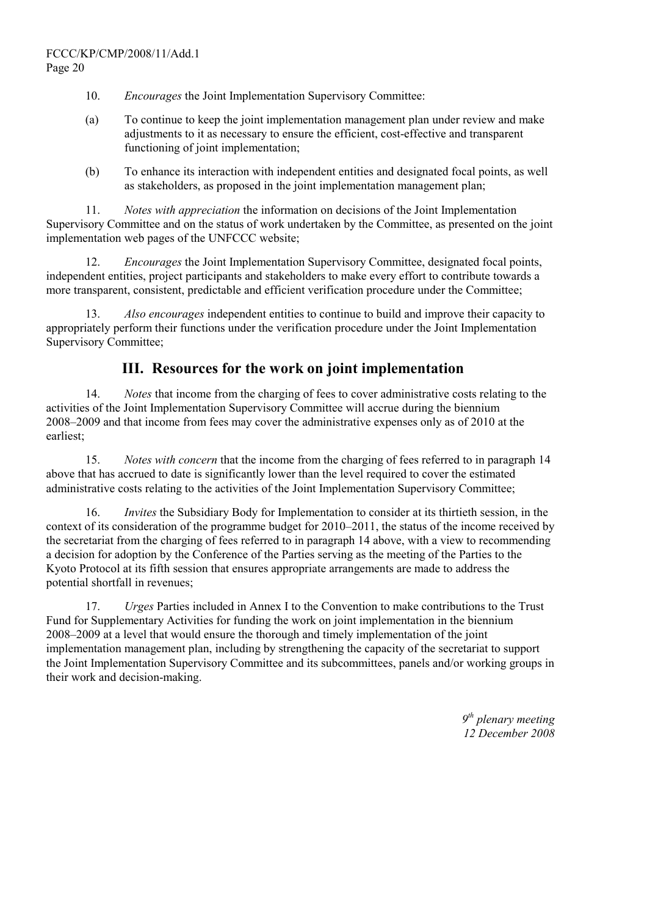10. *Encourages* the Joint Implementation Supervisory Committee:

(a) To continue to keep the joint implementation management plan under review and make adjustments to it as necessary to ensure the efficient, cost-effective and transparent functioning of joint implementation;

(b) To enhance its interaction with independent entities and designated focal points, as well as stakeholders, as proposed in the joint implementation management plan;

11. *Notes with appreciation* the information on decisions of the Joint Implementation Supervisory Committee and on the status of work undertaken by the Committee, as presented on the joint implementation web pages of the UNFCCC website;

12. *Encourages* the Joint Implementation Supervisory Committee, designated focal points, independent entities, project participants and stakeholders to make every effort to contribute towards a more transparent, consistent, predictable and efficient verification procedure under the Committee;

13. *Also encourages* independent entities to continue to build and improve their capacity to appropriately perform their functions under the verification procedure under the Joint Implementation Supervisory Committee;

## III. Resources for the work on joint implementation

14. *Notes* that income from the charging of fees to cover administrative costs relating to the activities of the Joint Implementation Supervisory Committee will accrue during the biennium 2008–2009 and that income from fees may cover the administrative expenses only as of 2010 at the earliest;

15. *Notes with concern* that the income from the charging of fees referred to in paragraph 14 above that has accrued to date is significantly lower than the level required to cover the estimated administrative costs relating to the activities of the Joint Implementation Supervisory Committee;

16. *Invites* the Subsidiary Body for Implementation to consider at its thirtieth session, in the context of its consideration of the programme budget for 2010–2011, the status of the income received by the secretariat from the charging of fees referred to in paragraph 14 above, with a view to recommending a decision for adoption by the Conference of the Parties serving as the meeting of the Parties to the Kyoto Protocol at its fifth session that ensures appropriate arrangements are made to address the potential shortfall in revenues;

17. *Urges* Parties included in Annex I to the Convention to make contributions to the Trust Fund for Supplementary Activities for funding the work on joint implementation in the biennium 2008–2009 at a level that would ensure the thorough and timely implementation of the joint implementation management plan, including by strengthening the capacity of the secretariat to support the Joint Implementation Supervisory Committee and its subcommittees, panels and/or working groups in their work and decision-making.

*9th plenary meeting*
*12 December 2008*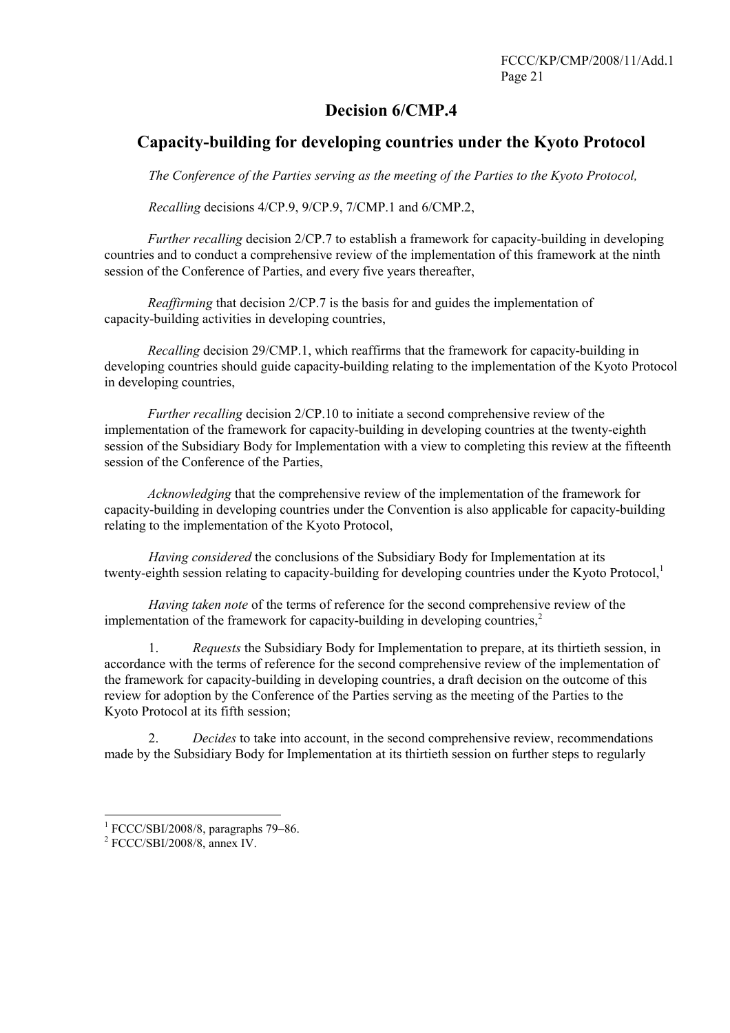# Decision 6/CMP.4

## Capacity-building for developing countries under the Kyoto Protocol

*The Conference of the Parties serving as the meeting of the Parties to the Kyoto Protocol,*

*Recalling* decisions 4/CP.9, 9/CP.9, 7/CMP.1 and 6/CMP.2,

*Further recalling* decision 2/CP.7 to establish a framework for capacity-building in developing countries and to conduct a comprehensive review of the implementation of this framework at the ninth session of the Conference of Parties, and every five years thereafter,

*Reaffirming* that decision 2/CP.7 is the basis for and guides the implementation of capacity-building activities in developing countries,

*Recalling* decision 29/CMP.1, which reaffirms that the framework for capacity-building in developing countries should guide capacity-building relating to the implementation of the Kyoto Protocol in developing countries,

*Further recalling* decision 2/CP.10 to initiate a second comprehensive review of the implementation of the framework for capacity-building in developing countries at the twenty-eighth session of the Subsidiary Body for Implementation with a view to completing this review at the fifteenth session of the Conference of the Parties,

*Acknowledging* that the comprehensive review of the implementation of the framework for capacity-building in developing countries under the Convention is also applicable for capacity-building relating to the implementation of the Kyoto Protocol,

*Having considered* the conclusions of the Subsidiary Body for Implementation at its twenty-eighth session relating to capacity-building for developing countries under the Kyoto Protocol,[1]

*Having taken note* of the terms of reference for the second comprehensive review of the implementation of the framework for capacity-building in developing countries,[2]

1. *Requests* the Subsidiary Body for Implementation to prepare, at its thirtieth session, in accordance with the terms of reference for the second comprehensive review of the implementation of the framework for capacity-building in developing countries, a draft decision on the outcome of this review for adoption by the Conference of the Parties serving as the meeting of the Parties to the Kyoto Protocol at its fifth session;

2. *Decides* to take into account, in the second comprehensive review, recommendations made by the Subsidiary Body for Implementation at its thirtieth session on further steps to regularly

---

[1] FCCC/SBI/2008/8, paragraphs 79–86.

[2] FCCC/SBI/2008/8, annex IV.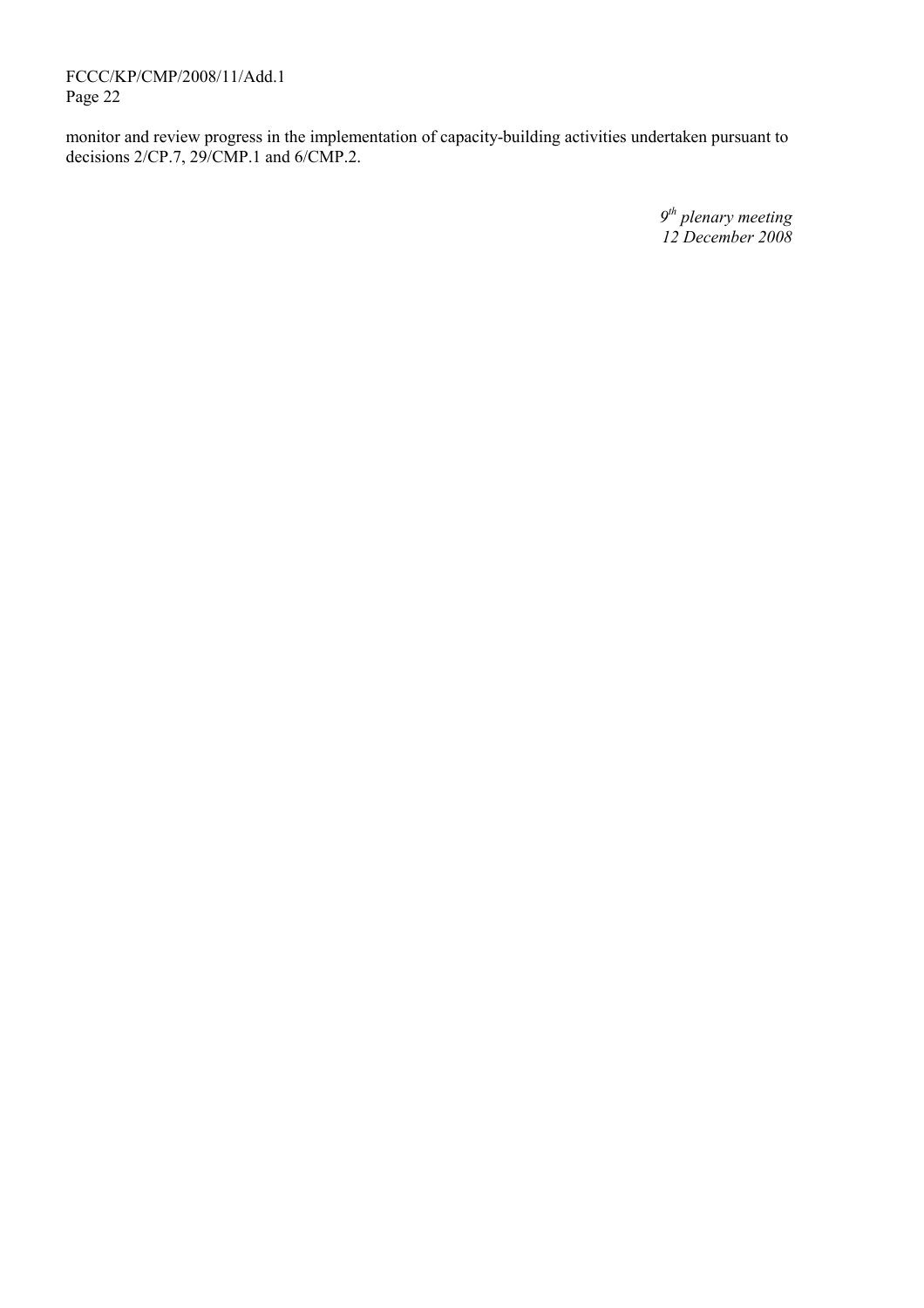monitor and review progress in the implementation of capacity-building activities undertaken pursuant to decisions 2/CP.7, 29/CMP.1 and 6/CMP.2.

*9th plenary meeting*
*12 December 2008*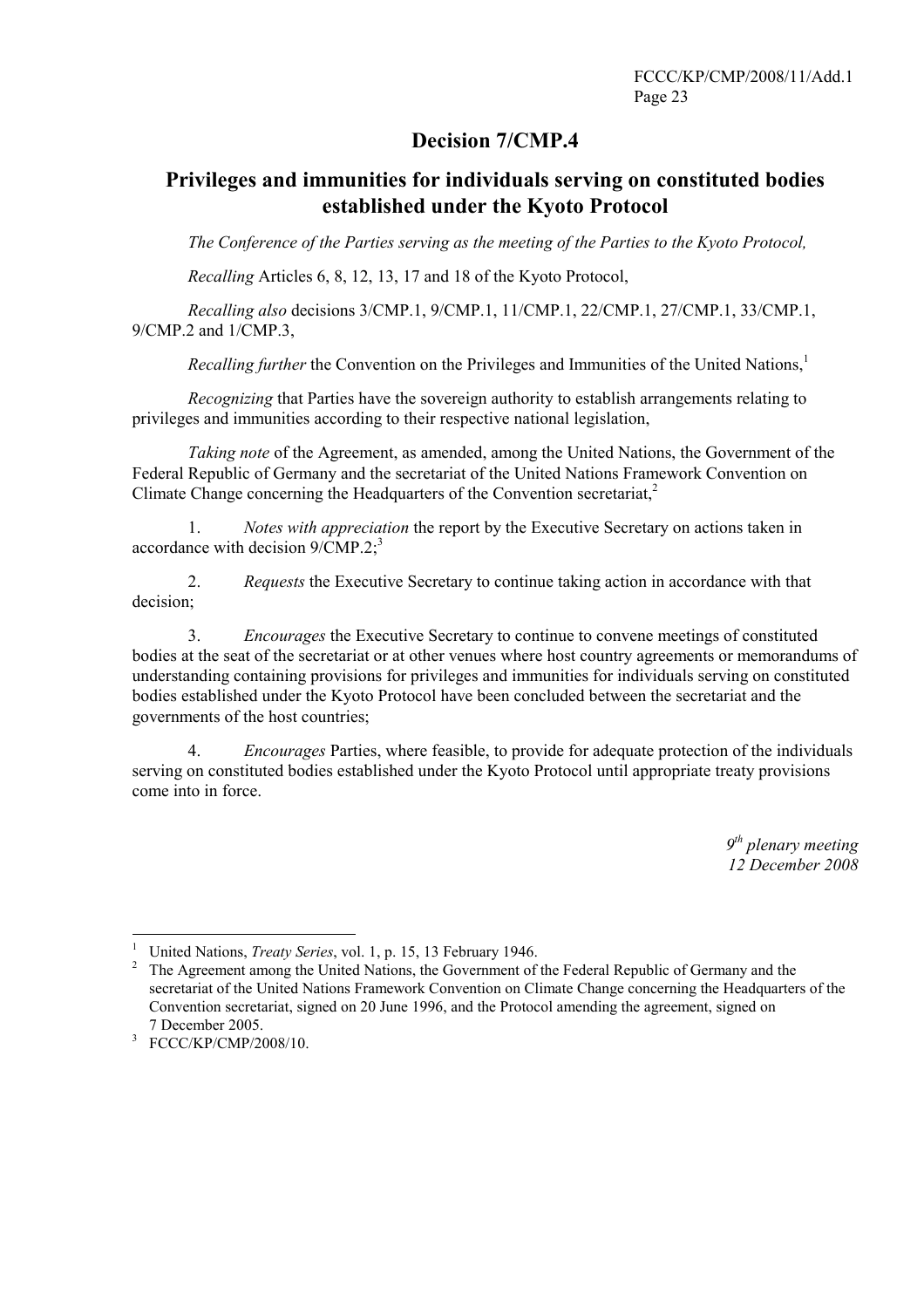# Decision 7/CMP.4

## Privileges and immunities for individuals serving on constituted bodies established under the Kyoto Protocol

*The Conference of the Parties serving as the meeting of the Parties to the Kyoto Protocol,*

*Recalling* Articles 6, 8, 12, 13, 17 and 18 of the Kyoto Protocol,

*Recalling also* decisions 3/CMP.1, 9/CMP.1, 11/CMP.1, 22/CMP.1, 27/CMP.1, 33/CMP.1, 9/CMP.2 and 1/CMP.3,

*Recalling further* the Convention on the Privileges and Immunities of the United Nations,[1]

*Recognizing* that Parties have the sovereign authority to establish arrangements relating to privileges and immunities according to their respective national legislation,

*Taking note* of the Agreement, as amended, among the United Nations, the Government of the Federal Republic of Germany and the secretariat of the United Nations Framework Convention on Climate Change concerning the Headquarters of the Convention secretariat,[2]

1. *Notes with appreciation* the report by the Executive Secretary on actions taken in accordance with decision 9/CMP.2;[3]

2. *Requests* the Executive Secretary to continue taking action in accordance with that decision;

3. *Encourages* the Executive Secretary to continue to convene meetings of constituted bodies at the seat of the secretariat or at other venues where host country agreements or memorandums of understanding containing provisions for privileges and immunities for individuals serving on constituted bodies established under the Kyoto Protocol have been concluded between the secretariat and the governments of the host countries;

4. *Encourages* Parties, where feasible, to provide for adequate protection of the individuals serving on constituted bodies established under the Kyoto Protocol until appropriate treaty provisions come into in force.

*9th plenary meeting*
*12 December 2008*

---

[1] United Nations, *Treaty Series*, vol. 1, p. 15, 13 February 1946.

[2] The Agreement among the United Nations, the Government of the Federal Republic of Germany and the secretariat of the United Nations Framework Convention on Climate Change concerning the Headquarters of the Convention secretariat, signed on 20 June 1996, and the Protocol amending the agreement, signed on 7 December 2005.

[3] FCCC/KP/CMP/2008/10.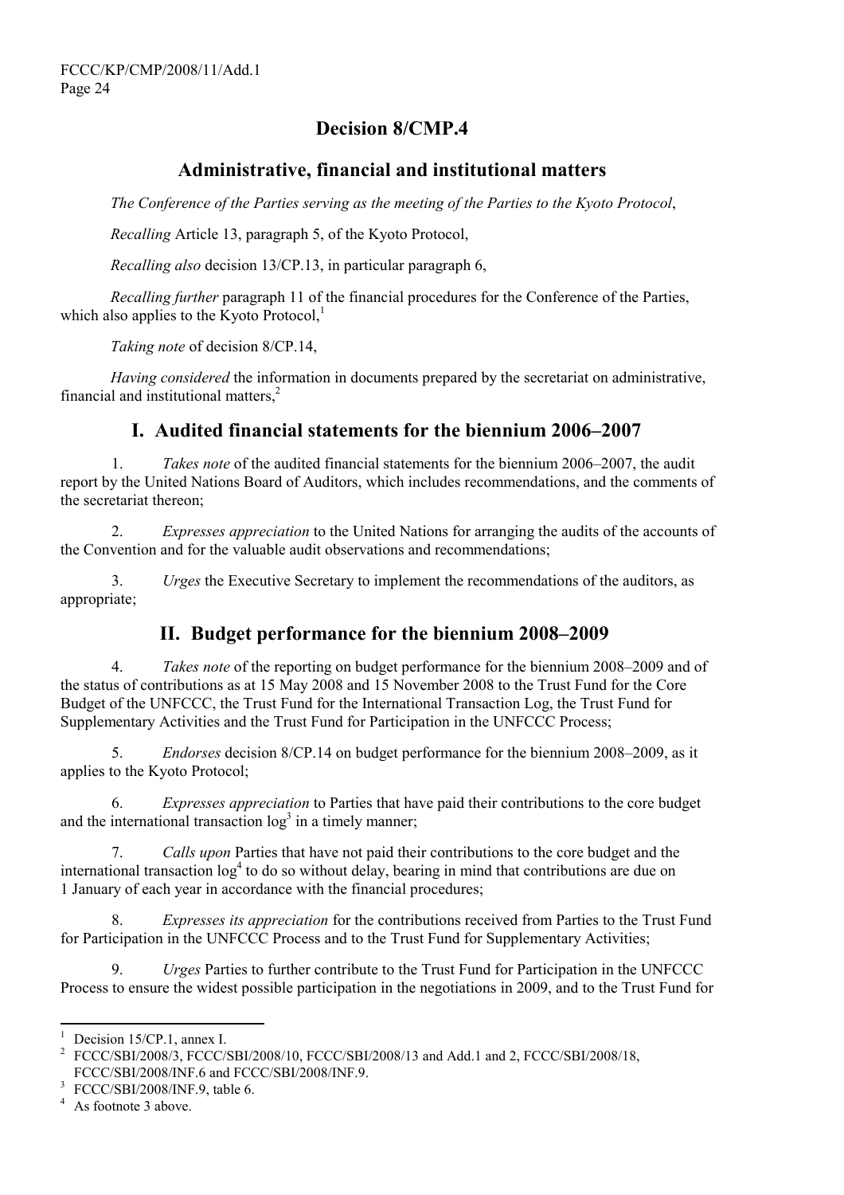# Decision 8/CMP.4

## Administrative, financial and institutional matters

*The Conference of the Parties serving as the meeting of the Parties to the Kyoto Protocol*,

*Recalling* Article 13, paragraph 5, of the Kyoto Protocol,

*Recalling also* decision 13/CP.13, in particular paragraph 6,

*Recalling further* paragraph 11 of the financial procedures for the Conference of the Parties, which also applies to the Kyoto Protocol,[1]

*Taking note* of decision 8/CP.14,

*Having considered* the information in documents prepared by the secretariat on administrative, financial and institutional matters,[2]

## I. Audited financial statements for the biennium 2006–2007

1. *Takes note* of the audited financial statements for the biennium 2006–2007, the audit report by the United Nations Board of Auditors, which includes recommendations, and the comments of the secretariat thereon;

2. *Expresses appreciation* to the United Nations for arranging the audits of the accounts of the Convention and for the valuable audit observations and recommendations;

3. *Urges* the Executive Secretary to implement the recommendations of the auditors, as appropriate;

## II. Budget performance for the biennium 2008–2009

4. *Takes note* of the reporting on budget performance for the biennium 2008–2009 and of the status of contributions as at 15 May 2008 and 15 November 2008 to the Trust Fund for the Core Budget of the UNFCCC, the Trust Fund for the International Transaction Log, the Trust Fund for Supplementary Activities and the Trust Fund for Participation in the UNFCCC Process;

5. *Endorses* decision 8/CP.14 on budget performance for the biennium 2008–2009, as it applies to the Kyoto Protocol;

6. *Expresses appreciation* to Parties that have paid their contributions to the core budget and the international transaction log[3] in a timely manner;

7. *Calls upon* Parties that have not paid their contributions to the core budget and the international transaction log[4] to do so without delay, bearing in mind that contributions are due on 1 January of each year in accordance with the financial procedures;

8. *Expresses its appreciation* for the contributions received from Parties to the Trust Fund for Participation in the UNFCCC Process and to the Trust Fund for Supplementary Activities;

9. *Urges* Parties to further contribute to the Trust Fund for Participation in the UNFCCC Process to ensure the widest possible participation in the negotiations in 2009, and to the Trust Fund for

---

[1] Decision 15/CP.1, annex I.

[2] FCCC/SBI/2008/3, FCCC/SBI/2008/10, FCCC/SBI/2008/13 and Add.1 and 2, FCCC/SBI/2008/18, FCCC/SBI/2008/INF.6 and FCCC/SBI/2008/INF.9.

[3] FCCC/SBI/2008/INF.9, table 6.

[4] As footnote 3 above.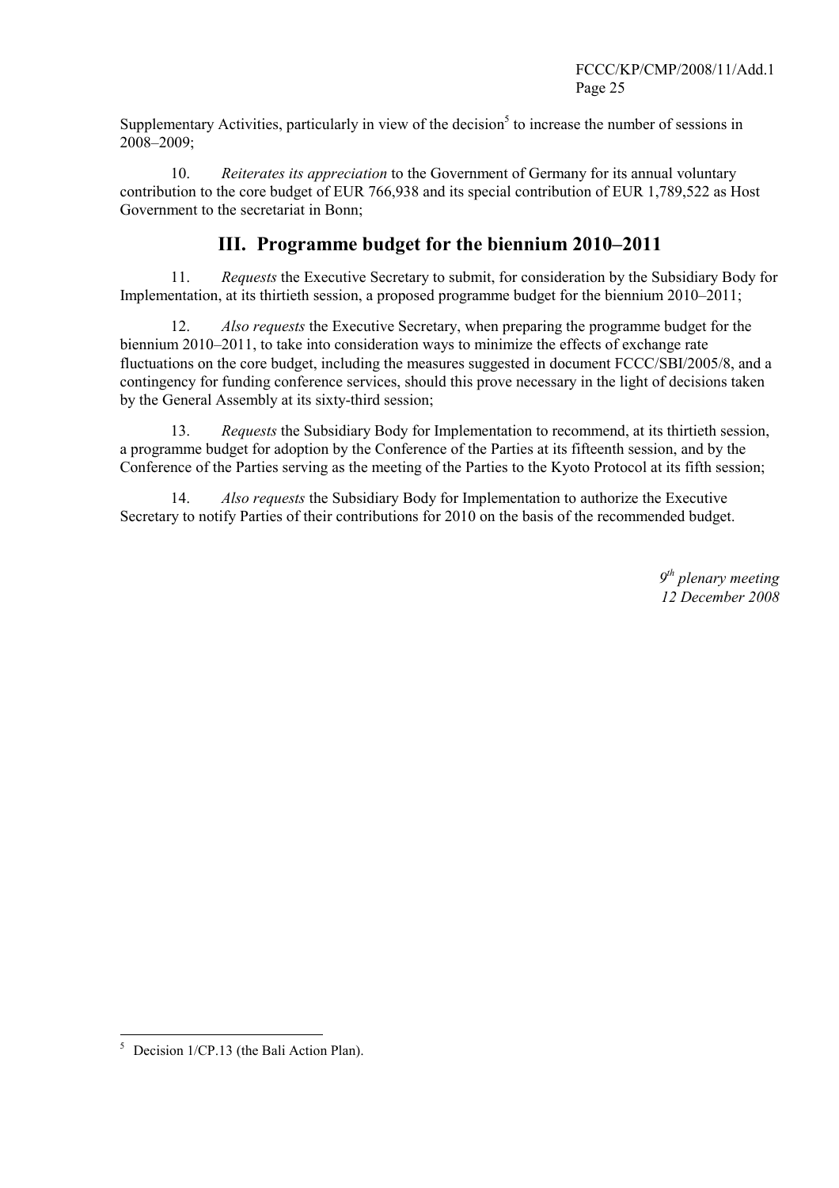Supplementary Activities, particularly in view of the decision[5] to increase the number of sessions in 2008–2009;

10. *Reiterates its appreciation* to the Government of Germany for its annual voluntary contribution to the core budget of EUR 766,938 and its special contribution of EUR 1,789,522 as Host Government to the secretariat in Bonn;

## III. Programme budget for the biennium 2010–2011

11. *Requests* the Executive Secretary to submit, for consideration by the Subsidiary Body for Implementation, at its thirtieth session, a proposed programme budget for the biennium 2010–2011;

12. *Also requests* the Executive Secretary, when preparing the programme budget for the biennium 2010–2011, to take into consideration ways to minimize the effects of exchange rate fluctuations on the core budget, including the measures suggested in document FCCC/SBI/2005/8, and a contingency for funding conference services, should this prove necessary in the light of decisions taken by the General Assembly at its sixty-third session;

13. *Requests* the Subsidiary Body for Implementation to recommend, at its thirtieth session, a programme budget for adoption by the Conference of the Parties at its fifteenth session, and by the Conference of the Parties serving as the meeting of the Parties to the Kyoto Protocol at its fifth session;

14. *Also requests* the Subsidiary Body for Implementation to authorize the Executive Secretary to notify Parties of their contributions for 2010 on the basis of the recommended budget.

*9th plenary meeting*
*12 December 2008*

---

[5] Decision 1/CP.13 (the Bali Action Plan).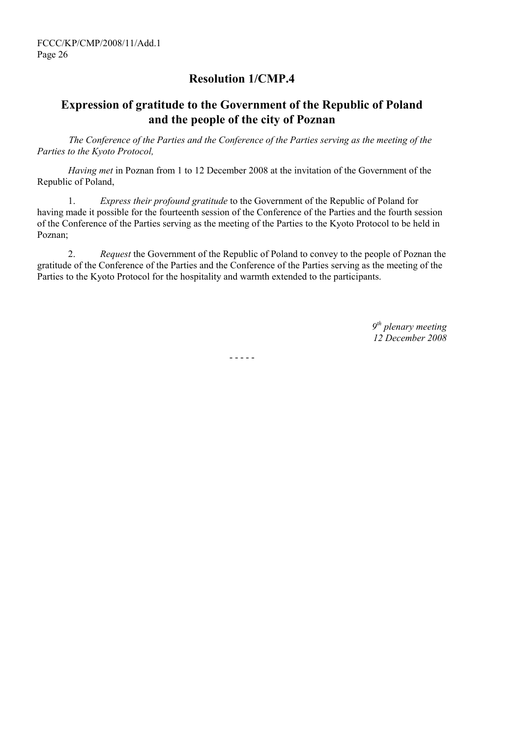# Resolution 1/CMP.4

## Expression of gratitude to the Government of the Republic of Poland and the people of the city of Poznan

*The Conference of the Parties and the Conference of the Parties serving as the meeting of the Parties to the Kyoto Protocol,*

*Having met* in Poznan from 1 to 12 December 2008 at the invitation of the Government of the Republic of Poland,

1. *Express their profound gratitude* to the Government of the Republic of Poland for having made it possible for the fourteenth session of the Conference of the Parties and the fourth session of the Conference of the Parties serving as the meeting of the Parties to the Kyoto Protocol to be held in Poznan;

2. *Request* the Government of the Republic of Poland to convey to the people of Poznan the gratitude of the Conference of the Parties and the Conference of the Parties serving as the meeting of the Parties to the Kyoto Protocol for the hospitality and warmth extended to the participants.

*9th plenary meeting*
*12 December 2008*

- - - - -